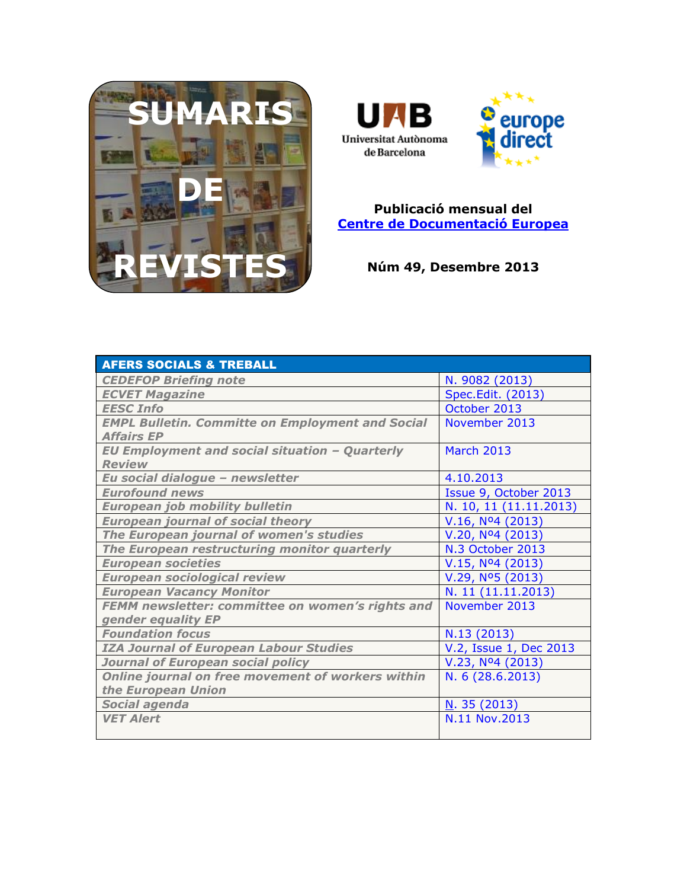# SUMARIS DE REVISTES

Universitat Autònoma de Barcelona

europe direct

**Publicació mensual del**
**Centre de Documentació Europea**

**Núm 49, Desembre 2013**

| AFERS SOCIALS & TREBALL | |
|---|---|
| *CEDEFOP Briefing note* | N. 9082 (2013) |
| *ECVET Magazine* | Spec.Edit. (2013) |
| *EESC Info* | October 2013 |
| *EMPL Bulletin. Committe on Employment and Social Affairs EP* | November 2013 |
| *EU Employment and social situation – Quarterly Review* | March 2013 |
| *Eu social dialogue – newsletter* | 4.10.2013 |
| *Eurofound news* | Issue 9, October 2013 |
| *European job mobility bulletin* | N. 10, 11 (11.11.2013) |
| *European journal of social theory* | V.16, Nº4 (2013) |
| *The European journal of women's studies* | V.20, Nº4 (2013) |
| *The European restructuring monitor quarterly* | N.3 October 2013 |
| *European societies* | V.15, Nº4 (2013) |
| *European sociological review* | V.29, Nº5 (2013) |
| *European Vacancy Monitor* | N. 11 (11.11.2013) |
| *FEMM newsletter: committee on women's rights and gender equality EP* | November 2013 |
| *Foundation focus* | N.13 (2013) |
| *IZA Journal of European Labour Studies* | V.2, Issue 1, Dec 2013 |
| *Journal of European social policy* | V.23, Nº4 (2013) |
| *Online journal on free movement of workers within the European Union* | N. 6 (28.6.2013) |
| *Social agenda* | N. 35 (2013) |
| *VET Alert* | N.11 Nov.2013 |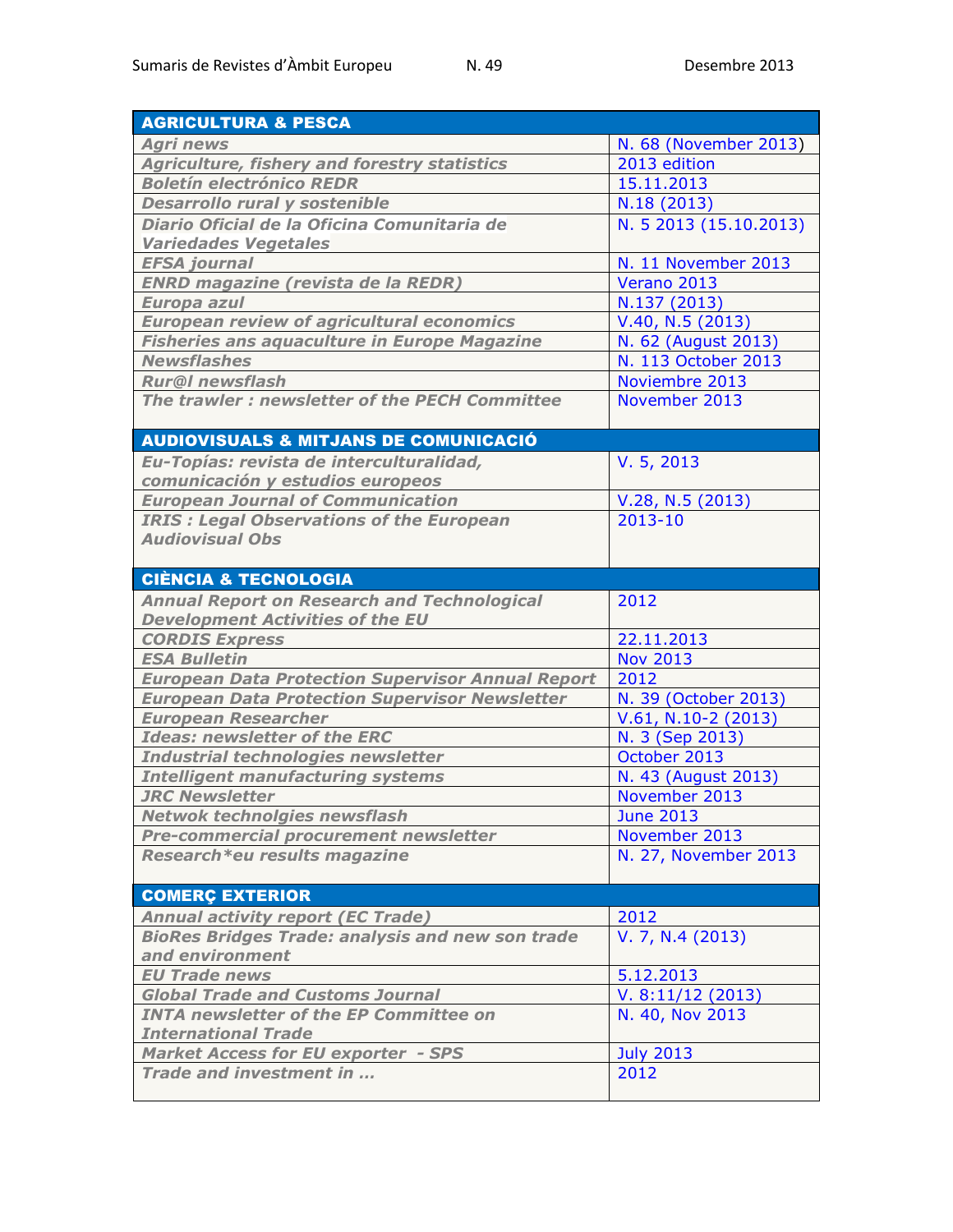| AGRICULTURA & PESCA | |
|---|---|
| *Agri news* | N. 68 (November 2013) |
| *Agriculture, fishery and forestry statistics* | 2013 edition |
| *Boletín electrónico REDR* | 15.11.2013 |
| *Desarrollo rural y sostenible* | N.18 (2013) |
| *Diario Oficial de la Oficina Comunitaria de Variedades Vegetales* | N. 5 2013 (15.10.2013) |
| *EFSA journal* | N. 11 November 2013 |
| *ENRD magazine (revista de la REDR)* | Verano 2013 |
| *Europa azul* | N.137 (2013) |
| *European review of agricultural economics* | V.40, N.5 (2013) |
| *Fisheries ans aquaculture in Europe Magazine* | N. 62 (August 2013) |
| *Newsflashes* | N. 113 October 2013 |
| *Rur@l newsflash* | Noviembre 2013 |
| *The trawler : newsletter of the PECH Committee* | November 2013 |

| AUDIOVISUALS & MITJANS DE COMUNICACIÓ | |
|---|---|
| *Eu-Topías: revista de interculturalidad, comunicación y estudios europeos* | V. 5, 2013 |
| *European Journal of Communication* | V.28, N.5 (2013) |
| *IRIS : Legal Observations of the European Audiovisual Obs* | 2013-10 |

| CIÈNCIA & TECNOLOGIA | |
|---|---|
| *Annual Report on Research and Technological Development Activities of the EU* | 2012 |
| *CORDIS Express* | 22.11.2013 |
| *ESA Bulletin* | Nov 2013 |
| *European Data Protection Supervisor Annual Report* | 2012 |
| *European Data Protection Supervisor Newsletter* | N. 39 (October 2013) |
| *European Researcher* | V.61, N.10-2 (2013) |
| *Ideas: newsletter of the ERC* | N. 3 (Sep 2013) |
| *Industrial technologies newsletter* | October 2013 |
| *Intelligent manufacturing systems* | N. 43 (August 2013) |
| *JRC Newsletter* | November 2013 |
| *Netwok technolgies newsflash* | June 2013 |
| *Pre-commercial procurement newsletter* | November 2013 |
| *Research*eu results magazine* | N. 27, November 2013 |

| COMERÇ EXTERIOR | |
|---|---|
| *Annual activity report (EC Trade)* | 2012 |
| *BioRes Bridges Trade: analysis and new son trade and environment* | V. 7, N.4 (2013) |
| *EU Trade news* | 5.12.2013 |
| *Global Trade and Customs Journal* | V. 8:11/12 (2013) |
| *INTA newsletter of the EP Committee on International Trade* | N. 40, Nov 2013 |
| *Market Access for EU exporter - SPS* | July 2013 |
| *Trade and investment in …* | 2012 |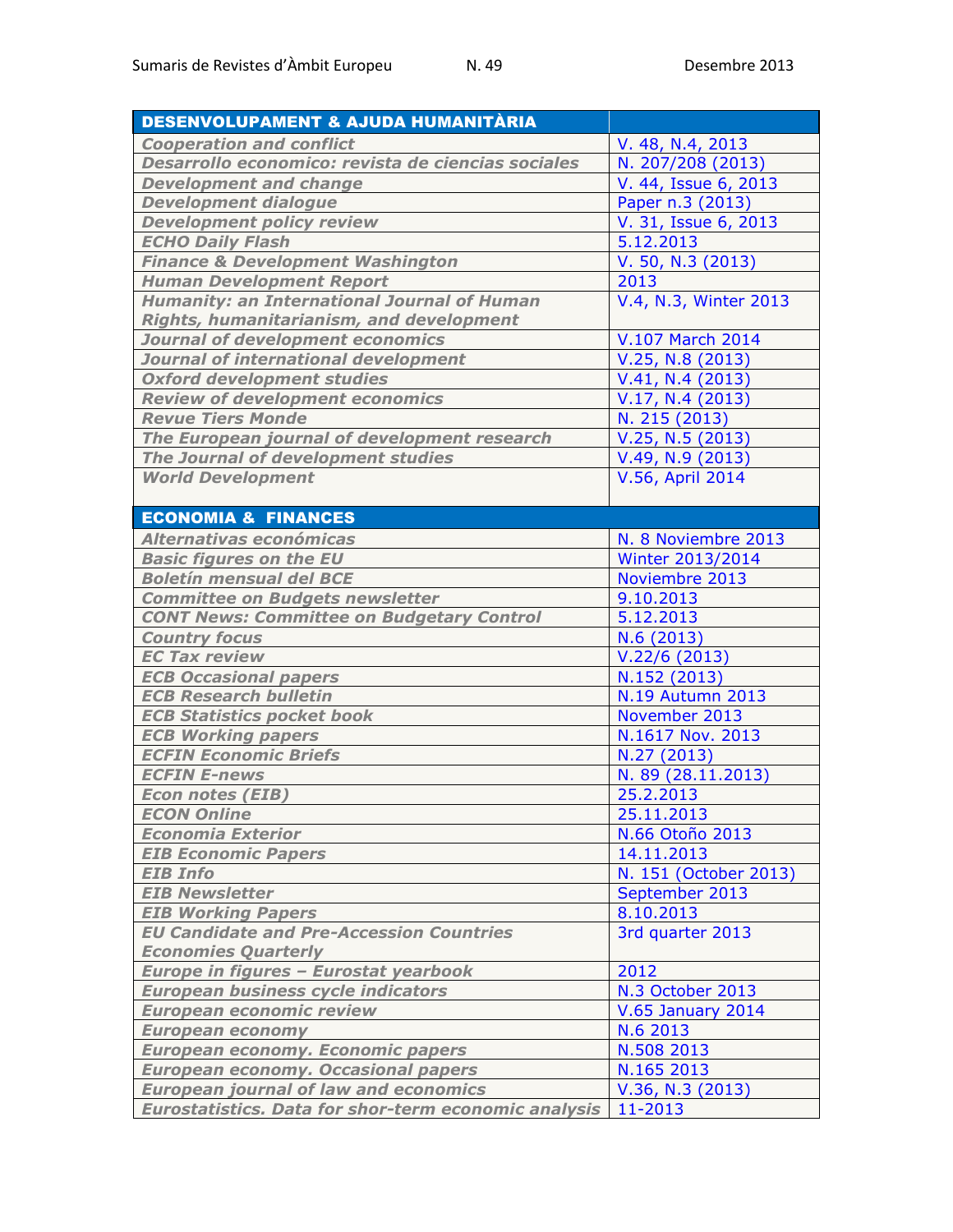| DESENVOLUPAMENT & AJUDA HUMANITÀRIA | |
|---|---|
| *Cooperation and conflict* | V. 48, N.4, 2013 |
| *Desarrollo economico: revista de ciencias sociales* | N. 207/208 (2013) |
| *Development and change* | V. 44, Issue 6, 2013 |
| *Development dialogue* | Paper n.3 (2013) |
| *Development policy review* | V. 31, Issue 6, 2013 |
| *ECHO Daily Flash* | 5.12.2013 |
| *Finance & Development Washington* | V. 50, N.3 (2013) |
| *Human Development Report* | 2013 |
| *Humanity: an International Journal of Human Rights, humanitarianism, and development* | V.4, N.3, Winter 2013 |
| *Journal of development economics* | V.107 March 2014 |
| *Journal of international development* | V.25, N.8 (2013) |
| *Oxford development studies* | V.41, N.4 (2013) |
| *Review of development economics* | V.17, N.4 (2013) |
| *Revue Tiers Monde* | N. 215 (2013) |
| *The European journal of development research* | V.25, N.5 (2013) |
| *The Journal of development studies* | V.49, N.9 (2013) |
| *World Development* | V.56, April 2014 |

| ECONOMIA & FINANCES | |
|---|---|
| *Alternativas económicas* | N. 8 Noviembre 2013 |
| *Basic figures on the EU* | Winter 2013/2014 |
| *Boletín mensual del BCE* | Noviembre 2013 |
| *Committee on Budgets newsletter* | 9.10.2013 |
| *CONT News: Committee on Budgetary Control* | 5.12.2013 |
| *Country focus* | N.6 (2013) |
| *EC Tax review* | V.22/6 (2013) |
| *ECB Occasional papers* | N.152 (2013) |
| *ECB Research bulletin* | N.19 Autumn 2013 |
| *ECB Statistics pocket book* | November 2013 |
| *ECB Working papers* | N.1617 Nov. 2013 |
| *ECFIN Economic Briefs* | N.27 (2013) |
| *ECFIN E-news* | N. 89 (28.11.2013) |
| *Econ notes (EIB)* | 25.2.2013 |
| *ECON Online* | 25.11.2013 |
| *Economia Exterior* | N.66 Otoño 2013 |
| *EIB Economic Papers* | 14.11.2013 |
| *EIB Info* | N. 151 (October 2013) |
| *EIB Newsletter* | September 2013 |
| *EIB Working Papers* | 8.10.2013 |
| *EU Candidate and Pre-Accession Countries Economies Quarterly* | 3rd quarter 2013 |
| *Europe in figures – Eurostat yearbook* | 2012 |
| *European business cycle indicators* | N.3 October 2013 |
| *European economic review* | V.65 January 2014 |
| *European economy* | N.6 2013 |
| *European economy. Economic papers* | N.508 2013 |
| *European economy. Occasional papers* | N.165 2013 |
| *European journal of law and economics* | V.36, N.3 (2013) |
| *Eurostatistics. Data for shor-term economic analysis* | 11-2013 |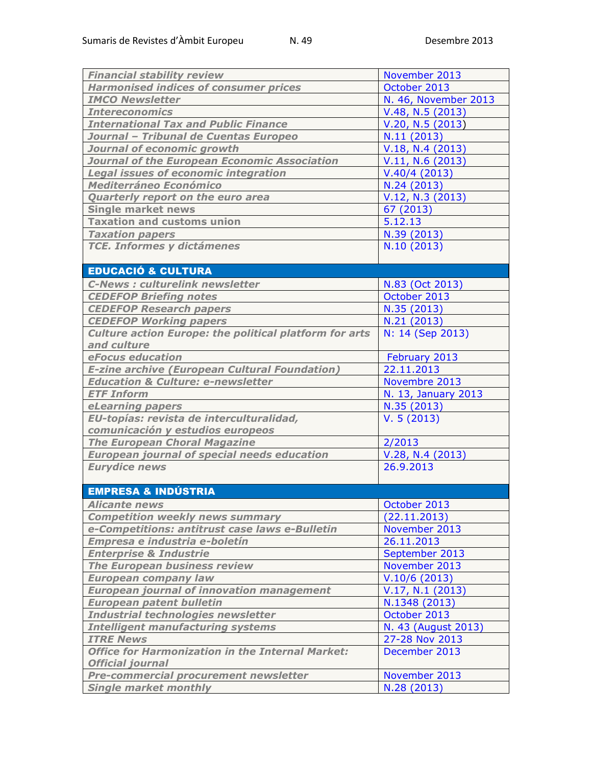| | |
|---|---|
| *Financial stability review* | November 2013 |
| *Harmonised indices of consumer prices* | October 2013 |
| *IMCO Newsletter* | N. 46, November 2013 |
| *Intereconomics* | V.48, N.5 (2013) |
| *International Tax and Public Finance* | V.20, N.5 (2013) |
| *Journal – Tribunal de Cuentas Europeo* | N.11 (2013) |
| *Journal of economic growth* | V.18, N.4 (2013) |
| *Journal of the European Economic Association* | V.11, N.6 (2013) |
| *Legal issues of economic integration* | V.40/4 (2013) |
| *Mediterráneo Económico* | N.24 (2013) |
| *Quarterly report on the euro area* | V.12, N.3 (2013) |
| **Single market news** | 67 (2013) |
| **Taxation and customs union** | 5.12.13 |
| *Taxation papers* | N.39 (2013) |
| *TCE. Informes y dictámenes* | N.10 (2013) |
| **EDUCACIÓ & CULTURA** | |
| *C-News : culturelink newsletter* | N.83 (Oct 2013) |
| *CEDEFOP Briefing notes* | October 2013 |
| *CEDEFOP Research papers* | N.35 (2013) |
| *CEDEFOP Working papers* | N.21 (2013) |
| *Culture action Europe: the political platform for arts and culture* | N: 14 (Sep 2013) |
| *eFocus education* | February 2013 |
| *E-zine archive (European Cultural Foundation)* | 22.11.2013 |
| *Education & Culture: e-newsletter* | Novembre 2013 |
| *ETF Inform* | N. 13, January 2013 |
| *eLearning papers* | N.35 (2013) |
| *EU-topías: revista de interculturalidad, comunicación y estudios europeos* | V. 5 (2013) |
| *The European Choral Magazine* | 2/2013 |
| *European journal of special needs education* | V.28, N.4 (2013) |
| *Eurydice news* | 26.9.2013 |
| **EMPRESA & INDÚSTRIA** | |
| *Alicante news* | October 2013 |
| *Competition weekly news summary* | (22.11.2013) |
| *e-Competitions: antitrust case laws e-Bulletin* | November 2013 |
| *Empresa e industria e-boletín* | 26.11.2013 |
| *Enterprise & Industrie* | September 2013 |
| *The European business review* | November 2013 |
| *European company law* | V.10/6 (2013) |
| *European journal of innovation management* | V.17, N.1 (2013) |
| *European patent bulletin* | N.1348 (2013) |
| *Industrial technologies newsletter* | October 2013 |
| *Intelligent manufacturing systems* | N. 43 (August 2013) |
| *ITRE News* | 27-28 Nov 2013 |
| *Office for Harmonization in the Internal Market: Official journal* | December 2013 |
| *Pre-commercial procurement newsletter* | November 2013 |
| *Single market monthly* | N.28 (2013) |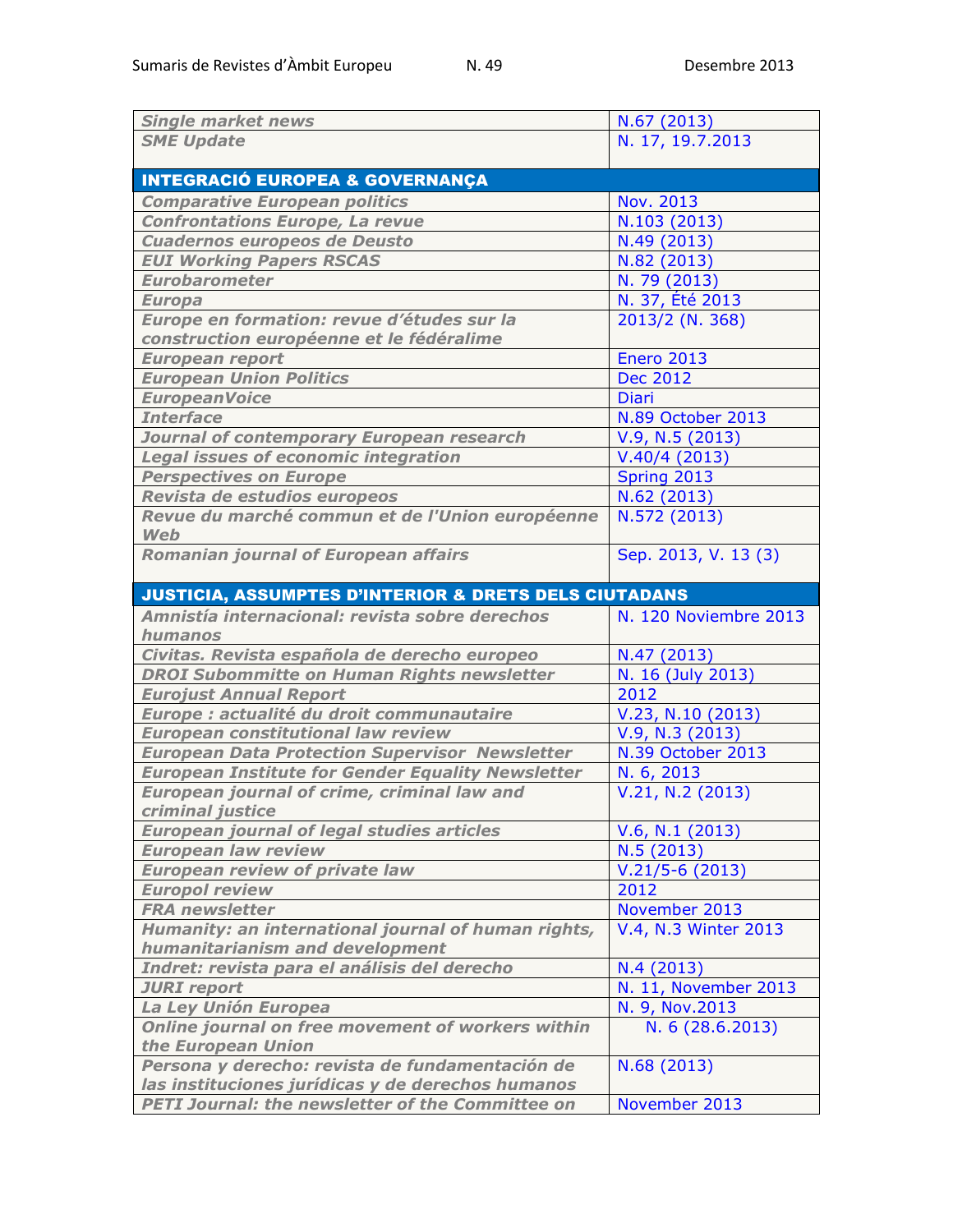| | |
|---|---|
| *Single market news* | N.67 (2013) |
| *SME Update* | N. 17, 19.7.2013 |
| **INTEGRACIÓ EUROPEA & GOVERNANÇA** | |
| *Comparative European politics* | Nov. 2013 |
| *Confrontations Europe, La revue* | N.103 (2013) |
| *Cuadernos europeos de Deusto* | N.49 (2013) |
| *EUI Working Papers RSCAS* | N.82 (2013) |
| *Eurobarometer* | N. 79 (2013) |
| *Europa* | N. 37, Été 2013 |
| *Europe en formation: revue d'études sur la construction européenne et le fédéralime* | 2013/2 (N. 368) |
| *European report* | Enero 2013 |
| *European Union Politics* | Dec 2012 |
| *EuropeanVoice* | Diari |
| *Interface* | N.89 October 2013 |
| *Journal of contemporary European research* | V.9, N.5 (2013) |
| *Legal issues of economic integration* | V.40/4 (2013) |
| *Perspectives on Europe* | Spring 2013 |
| *Revista de estudios europeos* | N.62 (2013) |
| *Revue du marché commun et de l'Union européenne Web* | N.572 (2013) |
| *Romanian journal of European affairs* | Sep. 2013, V. 13 (3) |
| **JUSTICIA, ASSUMPTES D'INTERIOR & DRETS DELS CIUTADANS** | |
| *Amnistía internacional: revista sobre derechos humanos* | N. 120 Noviembre 2013 |
| *Civitas. Revista española de derecho europeo* | N.47 (2013) |
| *DROI Subommitte on Human Rights newsletter* | N. 16 (July 2013) |
| *Eurojust Annual Report* | 2012 |
| *Europe : actualité du droit communautaire* | V.23, N.10 (2013) |
| *European constitutional law review* | V.9, N.3 (2013) |
| *European Data Protection Supervisor Newsletter* | N.39 October 2013 |
| *European Institute for Gender Equality Newsletter* | N. 6, 2013 |
| *European journal of crime, criminal law and criminal justice* | V.21, N.2 (2013) |
| *European journal of legal studies articles* | V.6, N.1 (2013) |
| *European law review* | N.5 (2013) |
| *European review of private law* | V.21/5-6 (2013) |
| *Europol review* | 2012 |
| *FRA newsletter* | November 2013 |
| *Humanity: an international journal of human rights, humanitarianism and development* | V.4, N.3 Winter 2013 |
| *Indret: revista para el análisis del derecho* | N.4 (2013) |
| *JURI report* | N. 11, November 2013 |
| *La Ley Unión Europea* | N. 9, Nov.2013 |
| *Online journal on free movement of workers within the European Union* | N. 6 (28.6.2013) |
| *Persona y derecho: revista de fundamentación de las instituciones jurídicas y de derechos humanos* | N.68 (2013) |
| *PETI Journal: the newsletter of the Committee on* | November 2013 |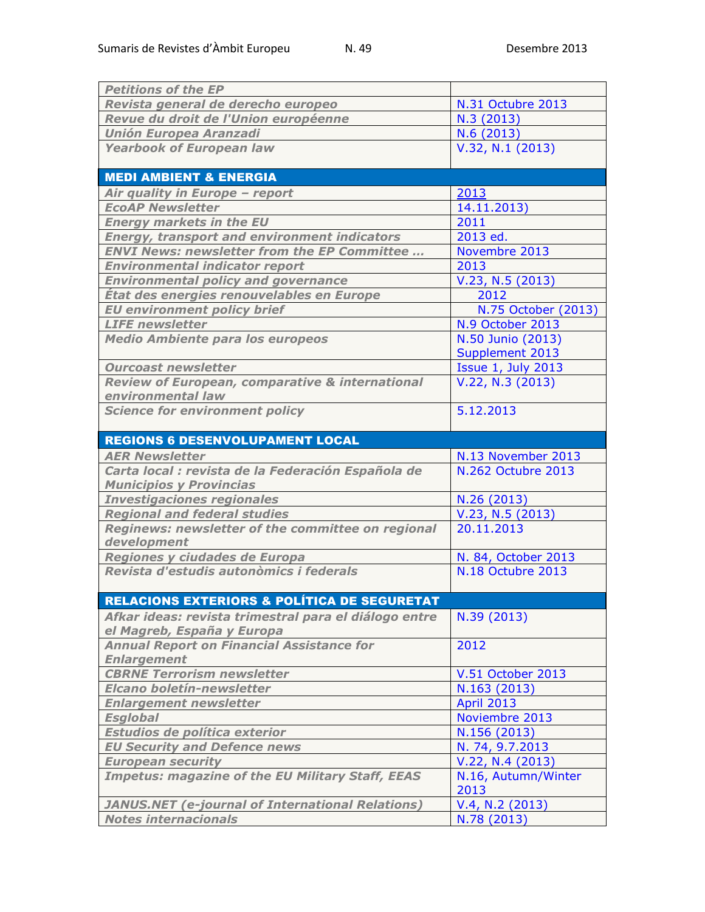| | |
|---|---|
| *Petitions of the EP* | |
| *Revista general de derecho europeo* | N.31 Octubre 2013 |
| *Revue du droit de l'Union européenne* | N.3 (2013) |
| *Unión Europea Aranzadi* | N.6 (2013) |
| *Yearbook of European law* | V.32, N.1 (2013) |
| **MEDI AMBIENT & ENERGIA** | |
| *Air quality in Europe – report* | 2013 |
| *EcoAP Newsletter* | 14.11.2013) |
| *Energy markets in the EU* | 2011 |
| *Energy, transport and environment indicators* | 2013 ed. |
| *ENVI News: newsletter from the EP Committee ...* | Novembre 2013 |
| *Environmental indicator report* | 2013 |
| *Environmental policy and governance* | V.23, N.5 (2013) |
| *État des energies renouvelables en Europe* | 2012 |
| *EU environment policy brief* | N.75 October (2013) |
| *LIFE newsletter* | N.9 October 2013 |
| *Medio Ambiente para los europeos* | N.50 Junio (2013) Supplement 2013 |
| *Ourcoast newsletter* | Issue 1, July 2013 |
| *Review of European, comparative & international environmental law* | V.22, N.3 (2013) |
| *Science for environment policy* | 5.12.2013 |
| **REGIONS 6 DESENVOLUPAMENT LOCAL** | |
| *AER Newsletter* | N.13 November 2013 |
| *Carta local : revista de la Federación Española de Municipios y Provincias* | N.262 Octubre 2013 |
| *Investigaciones regionales* | N.26 (2013) |
| *Regional and federal studies* | V.23, N.5 (2013) |
| *Reginews: newsletter of the committee on regional development* | 20.11.2013 |
| *Regiones y ciudades de Europa* | N. 84, October 2013 |
| *Revista d'estudis autonòmics i federals* | N.18 Octubre 2013 |
| **RELACIONS EXTERIORS & POLÍTICA DE SEGURETAT** | |
| *Afkar ideas: revista trimestral para el diálogo entre el Magreb, España y Europa* | N.39 (2013) |
| *Annual Report on Financial Assistance for Enlargement* | 2012 |
| *CBRNE Terrorism newsletter* | V.51 October 2013 |
| *Elcano boletín-newsletter* | N.163 (2013) |
| *Enlargement newsletter* | April 2013 |
| *Esglobal* | Noviembre 2013 |
| *Estudios de política exterior* | N.156 (2013) |
| *EU Security and Defence news* | N. 74, 9.7.2013 |
| *European security* | V.22, N.4 (2013) |
| *Impetus: magazine of the EU Military Staff, EEAS* | N.16, Autumn/Winter 2013 |
| *JANUS.NET (e-journal of International Relations)* | V.4, N.2 (2013) |
| *Notes internacionals* | N.78 (2013) |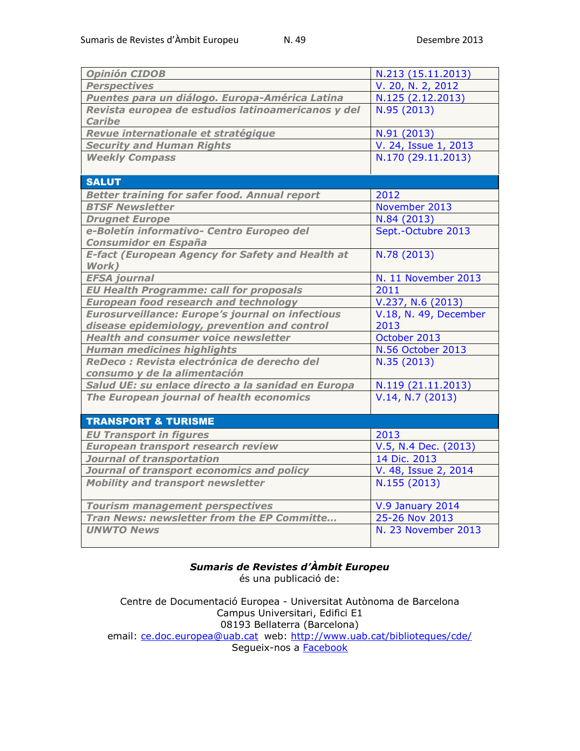| | |
|---|---|
| *Opinión CIDOB* | N.213 (15.11.2013) |
| *Perspectives* | V. 20, N. 2, 2012 |
| *Puentes para un diálogo. Europa-América Latina* | N.125 (2.12.2013) |
| *Revista europea de estudios latinoamericanos y del Caribe* | N.95 (2013) |
| *Revue internationale et stratégique* | N.91 (2013) |
| *Security and Human Rights* | V. 24, Issue 1, 2013 |
| *Weekly Compass* | N.170 (29.11.2013) |
| **SALUT** | |
| *Better training for safer food. Annual report* | 2012 |
| *BTSF Newsletter* | November 2013 |
| *Drugnet Europe* | N.84 (2013) |
| *e-Boletín informativo- Centro Europeo del Consumidor en España* | Sept.-Octubre 2013 |
| *E-fact (European Agency for Safety and Health at Work)* | N.78 (2013) |
| *EFSA journal* | N. 11 November 2013 |
| *EU Health Programme: call for proposals* | 2011 |
| *European food research and technology* | V.237, N.6 (2013) |
| *Eurosurveillance: Europe's journal on infectious disease epidemiology, prevention and control* | V.18, N. 49, December 2013 |
| *Health and consumer voice newsletter* | October 2013 |
| *Human medicines highlights* | N.56 October 2013 |
| *ReDeco : Revista electrónica de derecho del consumo y de la alimentación* | N.35 (2013) |
| *Salud UE: su enlace directo a la sanidad en Europa* | N.119 (21.11.2013) |
| *The European journal of health economics* | V.14, N.7 (2013) |
| **TRANSPORT & TURISME** | |
| *EU Transport in figures* | 2013 |
| *European transport research review* | V.5, N.4 Dec. (2013) |
| *Journal of transportation* | 14 Dic. 2013 |
| *Journal of transport economics and policy* | V. 48, Issue 2, 2014 |
| *Mobility and transport newsletter* | N.155 (2013) |
| *Tourism management perspectives* | V.9 January 2014 |
| *Tran News: newsletter from the EP Committe...* | 25-26 Nov 2013 |
| *UNWTO News* | N. 23 November 2013 |

***Sumaris de Revistes d'Àmbit Europeu***
és una publicació de:

Centre de Documentació Europea - Universitat Autònoma de Barcelona
Campus Universitari, Edifici E1
08193 Bellaterra (Barcelona)
email: ce.doc.europea@uab.cat web: http://www.uab.cat/biblioteques/cde/
Segueix-nos a Facebook